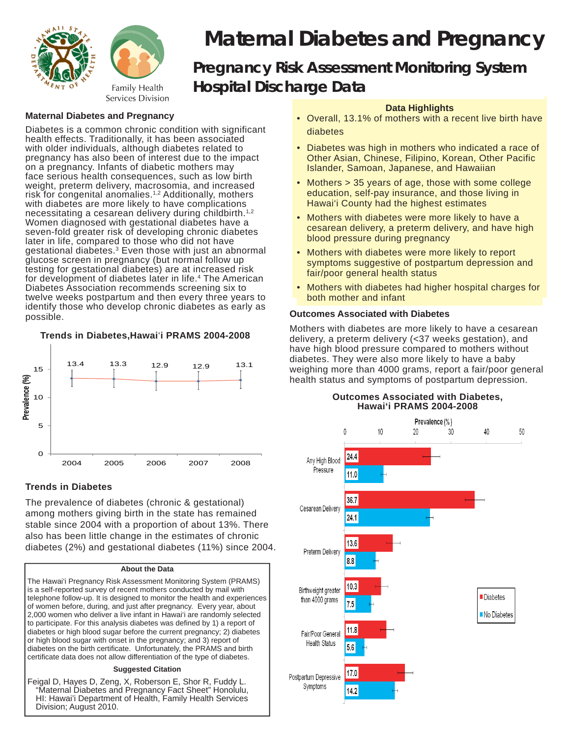# Maternal Diabetes and Pregnancy

## Pregnancy Risk Assessment Monitoring System Hospital Discharge Data

Family Health Services Division

### Maternal Diabetes and Pregnancy

Diabetes is a common chronic condition with significant health effects. Traditionally, it has been associated with older individuals, although diabetes related to pregnancy has also been of interest due to the impact on a pregnancy. Infants of diabetic mothers may face serious health consequences, such as low birth weight, preterm delivery, macrosomia, and increased risk for congenital anomalies.[1,2] Additionally, mothers with diabetes are more likely to have complications necessitating a cesarean delivery during childbirth.[1,2] Women diagnosed with gestational diabetes have a seven-fold greater risk of developing chronic diabetes later in life, compared to those who did not have gestational diabetes.[3] Even those with just an abnormal glucose screen in pregnancy (but normal follow up testing for gestational diabetes) are at increased risk for development of diabetes later in life.[4] The American Diabetes Association recommends screening six to twelve weeks postpartum and then every three years to identify those who develop chronic diabetes as early as possible.

**Trends in Diabetes,Hawai'i PRAMS 2004-2008**

| Year | Prevalence (%) |
|---|---|
| 2004 | 13.4 |
| 2005 | 13.3 |
| 2006 | 12.9 |
| 2007 | 12.9 |
| 2008 | 13.1 |

### Trends in Diabetes

The prevalence of diabetes (chronic & gestational) among mothers giving birth in the state has remained stable since 2004 with a proportion of about 13%. There also has been little change in the estimates of chronic diabetes (2%) and gestational diabetes (11%) since 2004.

**About the Data**

The Hawai'i Pregnancy Risk Assessment Monitoring System (PRAMS) is a self-reported survey of recent mothers conducted by mail with telephone follow-up. It is designed to monitor the health and experiences of women before, during, and just after pregnancy. Every year, about 2,000 women who deliver a live infant in Hawai'i are randomly selected to participate. For this analysis diabetes was defined by 1) a report of diabetes or high blood sugar before the current pregnancy; 2) diabetes or high blood sugar with onset in the pregnancy; and 3) report of diabetes on the birth certificate. Unfortunately, the PRAMS and birth certificate data does not allow differentiation of the type of diabetes.

**Suggested Citation**

Feigal D, Hayes D, Zeng, X, Roberson E, Shor R, Fuddy L. "Maternal Diabetes and Pregnancy Fact Sheet" Honolulu, HI: Hawai'i Department of Health, Family Health Services Division; August 2010.

**Data Highlights**

- Overall, 13.1% of mothers with a recent live birth have diabetes
- Diabetes was high in mothers who indicated a race of Other Asian, Chinese, Filipino, Korean, Other Pacific Islander, Samoan, Japanese, and Hawaiian
- Mothers > 35 years of age, those with some college education, self-pay insurance, and those living in Hawai'i County had the highest estimates
- Mothers with diabetes were more likely to have a cesarean delivery, a preterm delivery, and have high blood pressure during pregnancy
- Mothers with diabetes were more likely to report symptoms suggestive of postpartum depression and fair/poor general health status
- Mothers with diabetes had higher hospital charges for both mother and infant

### Outcomes Associated with Diabetes

Mothers with diabetes are more likely to have a cesarean delivery, a preterm delivery (<37 weeks gestation), and have high blood pressure compared to mothers without diabetes. They were also more likely to have a baby weighing more than 4000 grams, report a fair/poor general health status and symptoms of postpartum depression.

**Outcomes Associated with Diabetes, Hawai'i PRAMS 2004-2008**

| Outcome | Diabetes (%) | No Diabetes (%) |
|---|---|---|
| Any High Blood Pressure | 24.4 | 11.0 |
| Cesarean Delivery | 36.7 | 24.1 |
| Preterm Delivery | 13.6 | 8.8 |
| Birthweight greater than 4000 grams | 10.3 | 7.5 |
| Fair/Poor General Health Status | 11.8 | 5.6 |
| Postpartum Depressive Symptoms | 17.0 | 14.2 |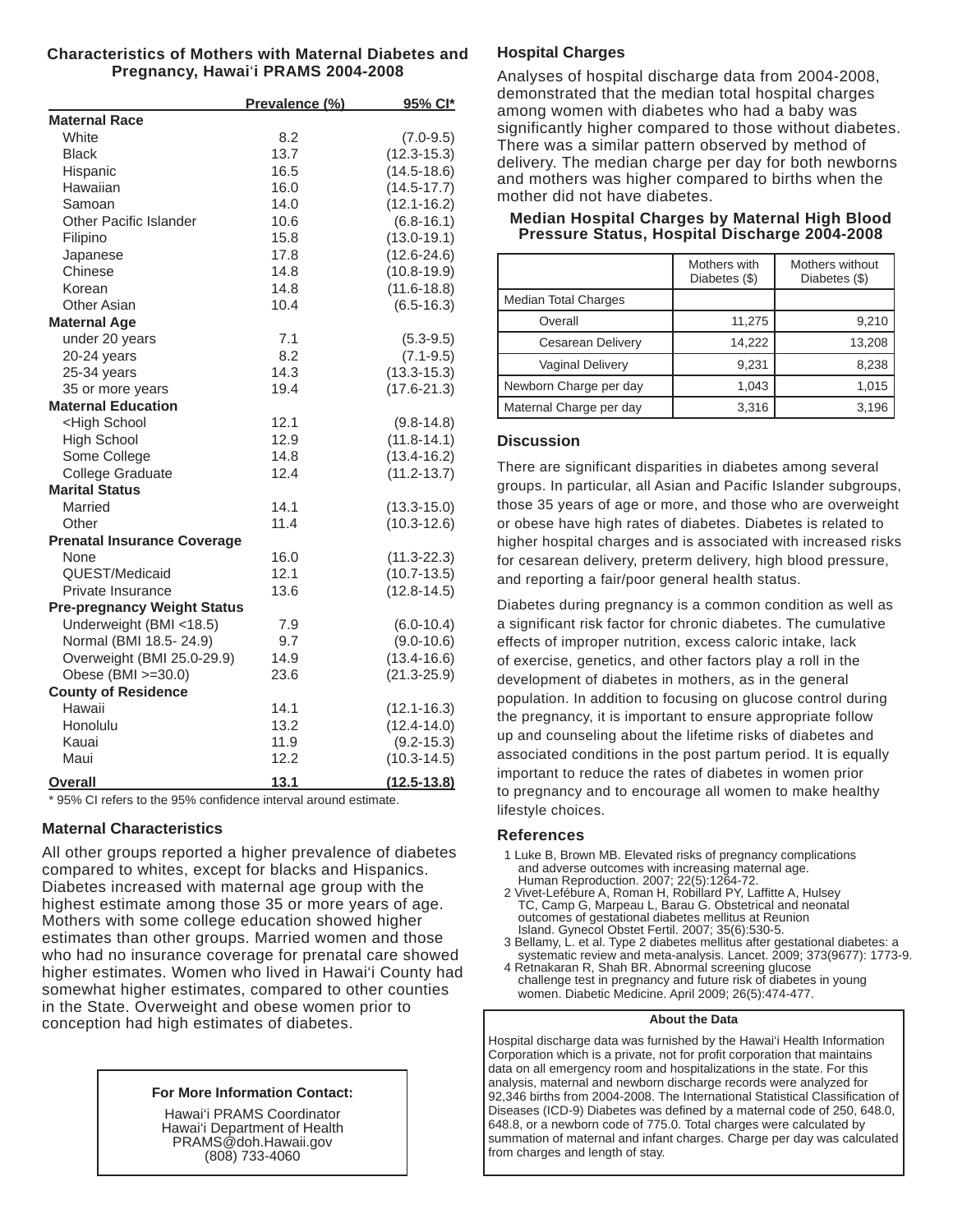### Characteristics of Mothers with Maternal Diabetes and Pregnancy, Hawaiʻi PRAMS 2004-2008

| | Prevalence (%) | 95% CI* |
|---|---|---|
| **Maternal Race** | | |
| White | 8.2 | (7.0-9.5) |
| Black | 13.7 | (12.3-15.3) |
| Hispanic | 16.5 | (14.5-18.6) |
| Hawaiian | 16.0 | (14.5-17.7) |
| Samoan | 14.0 | (12.1-16.2) |
| Other Pacific Islander | 10.6 | (6.8-16.1) |
| Filipino | 15.8 | (13.0-19.1) |
| Japanese | 17.8 | (12.6-24.6) |
| Chinese | 14.8 | (10.8-19.9) |
| Korean | 14.8 | (11.6-18.8) |
| Other Asian | 10.4 | (6.5-16.3) |
| **Maternal Age** | | |
| under 20 years | 7.1 | (5.3-9.5) |
| 20-24 years | 8.2 | (7.1-9.5) |
| 25-34 years | 14.3 | (13.3-15.3) |
| 35 or more years | 19.4 | (17.6-21.3) |
| **Maternal Education** | | |
| <High School | 12.1 | (9.8-14.8) |
| High School | 12.9 | (11.8-14.1) |
| Some College | 14.8 | (13.4-16.2) |
| College Graduate | 12.4 | (11.2-13.7) |
| **Marital Status** | | |
| Married | 14.1 | (13.3-15.0) |
| Other | 11.4 | (10.3-12.6) |
| **Prenatal Insurance Coverage** | | |
| None | 16.0 | (11.3-22.3) |
| QUEST/Medicaid | 12.1 | (10.7-13.5) |
| Private Insurance | 13.6 | (12.8-14.5) |
| **Pre-pregnancy Weight Status** | | |
| Underweight (BMI <18.5) | 7.9 | (6.0-10.4) |
| Normal (BMI 18.5- 24.9) | 9.7 | (9.0-10.6) |
| Overweight (BMI 25.0-29.9) | 14.9 | (13.4-16.6) |
| Obese (BMI >=30.0) | 23.6 | (21.3-25.9) |
| **County of Residence** | | |
| Hawaii | 14.1 | (12.1-16.3) |
| Honolulu | 13.2 | (12.4-14.0) |
| Kauai | 11.9 | (9.2-15.3) |
| Maui | 12.2 | (10.3-14.5) |
| **Overall** | **13.1** | **(12.5-13.8)** |

* 95% CI refers to the 95% confidence interval around estimate.

### Maternal Characteristics

All other groups reported a higher prevalence of diabetes compared to whites, except for blacks and Hispanics. Diabetes increased with maternal age group with the highest estimate among those 35 or more years of age. Mothers with some college education showed higher estimates than other groups. Married women and those who had no insurance coverage for prenatal care showed higher estimates. Women who lived in Hawaiʻi County had somewhat higher estimates, compared to other counties in the State. Overweight and obese women prior to conception had high estimates of diabetes.

**For More Information Contact:**

Hawaiʻi PRAMS Coordinator
Hawaiʻi Department of Health
PRAMS@doh.Hawaii.gov
(808) 733-4060

### Hospital Charges

Analyses of hospital discharge data from 2004-2008, demonstrated that the median total hospital charges among women with diabetes who had a baby was significantly higher compared to those without diabetes. There was a similar pattern observed by method of delivery. The median charge per day for both newborns and mothers was higher compared to births when the mother did not have diabetes.

**Median Hospital Charges by Maternal High Blood Pressure Status, Hospital Discharge 2004-2008**

| | Mothers with Diabetes ($) | Mothers without Diabetes ($) |
|---|---|---|
| Median Total Charges | | |
| Overall | 11,275 | 9,210 |
| Cesarean Delivery | 14,222 | 13,208 |
| Vaginal Delivery | 9,231 | 8,238 |
| Newborn Charge per day | 1,043 | 1,015 |
| Maternal Charge per day | 3,316 | 3,196 |

### Discussion

There are significant disparities in diabetes among several groups. In particular, all Asian and Pacific Islander subgroups, those 35 years of age or more, and those who are overweight or obese have high rates of diabetes. Diabetes is related to higher hospital charges and is associated with increased risks for cesarean delivery, preterm delivery, high blood pressure, and reporting a fair/poor general health status.

Diabetes during pregnancy is a common condition as well as a significant risk factor for chronic diabetes. The cumulative effects of improper nutrition, excess caloric intake, lack of exercise, genetics, and other factors play a roll in the development of diabetes in mothers, as in the general population. In addition to focusing on glucose control during the pregnancy, it is important to ensure appropriate follow up and counseling about the lifetime risks of diabetes and associated conditions in the post partum period. It is equally important to reduce the rates of diabetes in women prior to pregnancy and to encourage all women to make healthy lifestyle choices.

### References

1. Luke B, Brown MB. Elevated risks of pregnancy complications and adverse outcomes with increasing maternal age. Human Reproduction. 2007; 22(5):1264-72.
2. Vivet-Lefébure A, Roman H, Robillard PY, Laffitte A, Hulsey TC, Camp G, Marpeau L, Barau G. Obstetrical and neonatal outcomes of gestational diabetes mellitus at Reunion Island. Gynecol Obstet Fertil. 2007; 35(6):530-5.
3. Bellamy, L. et al. Type 2 diabetes mellitus after gestational diabetes: a systematic review and meta-analysis. Lancet. 2009; 373(9677): 1773-9.
4. Retnakaran R, Shah BR. Abnormal screening glucose challenge test in pregnancy and future risk of diabetes in young women. Diabetic Medicine. April 2009; 26(5):474-477.

**About the Data**

Hospital discharge data was furnished by the Hawaiʻi Health Information Corporation which is a private, not for profit corporation that maintains data on all emergency room and hospitalizations in the state. For this analysis, maternal and newborn discharge records were analyzed for 92,346 births from 2004-2008. The International Statistical Classification of Diseases (ICD-9) Diabetes was defined by a maternal code of 250, 648.0, 648.8, or a newborn code of 775.0. Total charges were calculated by summation of maternal and infant charges. Charge per day was calculated from charges and length of stay.